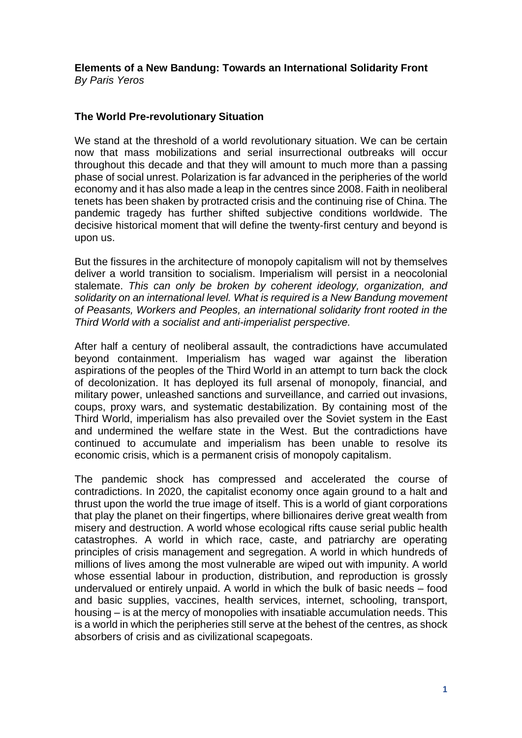# Elements of a New Bandung: Towards an International Solidarity Front

*By Paris Yeros*

## The World Pre-revolutionary Situation

We stand at the threshold of a world revolutionary situation. We can be certain now that mass mobilizations and serial insurrectional outbreaks will occur throughout this decade and that they will amount to much more than a passing phase of social unrest. Polarization is far advanced in the peripheries of the world economy and it has also made a leap in the centres since 2008. Faith in neoliberal tenets has been shaken by protracted crisis and the continuing rise of China. The pandemic tragedy has further shifted subjective conditions worldwide. The decisive historical moment that will define the twenty-first century and beyond is upon us.

But the fissures in the architecture of monopoly capitalism will not by themselves deliver a world transition to socialism. Imperialism will persist in a neocolonial stalemate. *This can only be broken by coherent ideology, organization, and solidarity on an international level. What is required is a New Bandung movement of Peasants, Workers and Peoples, an international solidarity front rooted in the Third World with a socialist and anti-imperialist perspective.*

After half a century of neoliberal assault, the contradictions have accumulated beyond containment. Imperialism has waged war against the liberation aspirations of the peoples of the Third World in an attempt to turn back the clock of decolonization. It has deployed its full arsenal of monopoly, financial, and military power, unleashed sanctions and surveillance, and carried out invasions, coups, proxy wars, and systematic destabilization. By containing most of the Third World, imperialism has also prevailed over the Soviet system in the East and undermined the welfare state in the West. But the contradictions have continued to accumulate and imperialism has been unable to resolve its economic crisis, which is a permanent crisis of monopoly capitalism.

The pandemic shock has compressed and accelerated the course of contradictions. In 2020, the capitalist economy once again ground to a halt and thrust upon the world the true image of itself. This is a world of giant corporations that play the planet on their fingertips, where billionaires derive great wealth from misery and destruction. A world whose ecological rifts cause serial public health catastrophes. A world in which race, caste, and patriarchy are operating principles of crisis management and segregation. A world in which hundreds of millions of lives among the most vulnerable are wiped out with impunity. A world whose essential labour in production, distribution, and reproduction is grossly undervalued or entirely unpaid. A world in which the bulk of basic needs – food and basic supplies, vaccines, health services, internet, schooling, transport, housing – is at the mercy of monopolies with insatiable accumulation needs. This is a world in which the peripheries still serve at the behest of the centres, as shock absorbers of crisis and as civilizational scapegoats.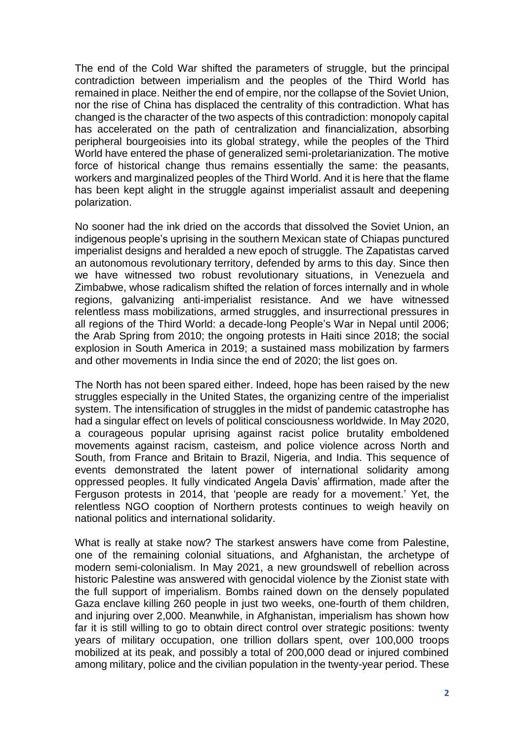The end of the Cold War shifted the parameters of struggle, but the principal contradiction between imperialism and the peoples of the Third World has remained in place. Neither the end of empire, nor the collapse of the Soviet Union, nor the rise of China has displaced the centrality of this contradiction. What has changed is the character of the two aspects of this contradiction: monopoly capital has accelerated on the path of centralization and financialization, absorbing peripheral bourgeoisies into its global strategy, while the peoples of the Third World have entered the phase of generalized semi-proletarianization. The motive force of historical change thus remains essentially the same: the peasants, workers and marginalized peoples of the Third World. And it is here that the flame has been kept alight in the struggle against imperialist assault and deepening polarization.

No sooner had the ink dried on the accords that dissolved the Soviet Union, an indigenous people's uprising in the southern Mexican state of Chiapas punctured imperialist designs and heralded a new epoch of struggle. The Zapatistas carved an autonomous revolutionary territory, defended by arms to this day. Since then we have witnessed two robust revolutionary situations, in Venezuela and Zimbabwe, whose radicalism shifted the relation of forces internally and in whole regions, galvanizing anti-imperialist resistance. And we have witnessed relentless mass mobilizations, armed struggles, and insurrectional pressures in all regions of the Third World: a decade-long People's War in Nepal until 2006; the Arab Spring from 2010; the ongoing protests in Haiti since 2018; the social explosion in South America in 2019; a sustained mass mobilization by farmers and other movements in India since the end of 2020; the list goes on.

The North has not been spared either. Indeed, hope has been raised by the new struggles especially in the United States, the organizing centre of the imperialist system. The intensification of struggles in the midst of pandemic catastrophe has had a singular effect on levels of political consciousness worldwide. In May 2020, a courageous popular uprising against racist police brutality emboldened movements against racism, casteism, and police violence across North and South, from France and Britain to Brazil, Nigeria, and India. This sequence of events demonstrated the latent power of international solidarity among oppressed peoples. It fully vindicated Angela Davis' affirmation, made after the Ferguson protests in 2014, that 'people are ready for a movement.' Yet, the relentless NGO cooption of Northern protests continues to weigh heavily on national politics and international solidarity.

What is really at stake now? The starkest answers have come from Palestine, one of the remaining colonial situations, and Afghanistan, the archetype of modern semi-colonialism. In May 2021, a new groundswell of rebellion across historic Palestine was answered with genocidal violence by the Zionist state with the full support of imperialism. Bombs rained down on the densely populated Gaza enclave killing 260 people in just two weeks, one-fourth of them children, and injuring over 2,000. Meanwhile, in Afghanistan, imperialism has shown how far it is still willing to go to obtain direct control over strategic positions: twenty years of military occupation, one trillion dollars spent, over 100,000 troops mobilized at its peak, and possibly a total of 200,000 dead or injured combined among military, police and the civilian population in the twenty-year period. These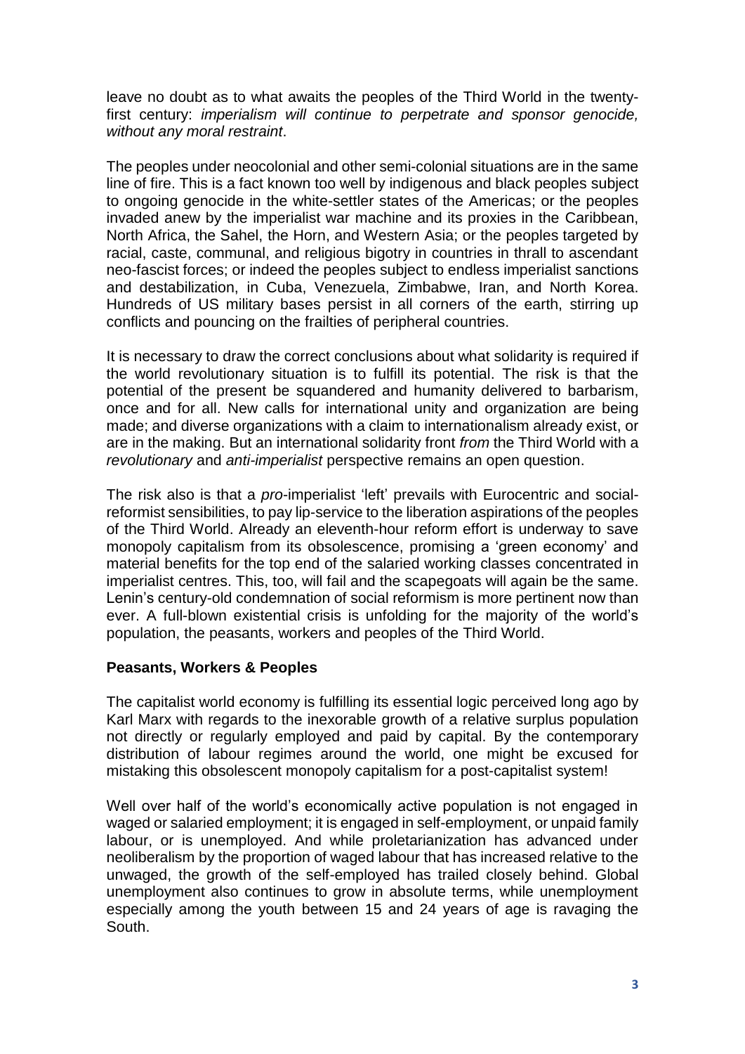leave no doubt as to what awaits the peoples of the Third World in the twenty-first century: *imperialism will continue to perpetrate and sponsor genocide, without any moral restraint*.

The peoples under neocolonial and other semi-colonial situations are in the same line of fire. This is a fact known too well by indigenous and black peoples subject to ongoing genocide in the white-settler states of the Americas; or the peoples invaded anew by the imperialist war machine and its proxies in the Caribbean, North Africa, the Sahel, the Horn, and Western Asia; or the peoples targeted by racial, caste, communal, and religious bigotry in countries in thrall to ascendant neo-fascist forces; or indeed the peoples subject to endless imperialist sanctions and destabilization, in Cuba, Venezuela, Zimbabwe, Iran, and North Korea. Hundreds of US military bases persist in all corners of the earth, stirring up conflicts and pouncing on the frailties of peripheral countries.

It is necessary to draw the correct conclusions about what solidarity is required if the world revolutionary situation is to fulfill its potential. The risk is that the potential of the present be squandered and humanity delivered to barbarism, once and for all. New calls for international unity and organization are being made; and diverse organizations with a claim to internationalism already exist, or are in the making. But an international solidarity front *from* the Third World with a *revolutionary* and *anti-imperialist* perspective remains an open question.

The risk also is that a *pro*-imperialist 'left' prevails with Eurocentric and social-reformist sensibilities, to pay lip-service to the liberation aspirations of the peoples of the Third World. Already an eleventh-hour reform effort is underway to save monopoly capitalism from its obsolescence, promising a 'green economy' and material benefits for the top end of the salaried working classes concentrated in imperialist centres. This, too, will fail and the scapegoats will again be the same. Lenin's century-old condemnation of social reformism is more pertinent now than ever. A full-blown existential crisis is unfolding for the majority of the world's population, the peasants, workers and peoples of the Third World.

## Peasants, Workers & Peoples

The capitalist world economy is fulfilling its essential logic perceived long ago by Karl Marx with regards to the inexorable growth of a relative surplus population not directly or regularly employed and paid by capital. By the contemporary distribution of labour regimes around the world, one might be excused for mistaking this obsolescent monopoly capitalism for a post-capitalist system!

Well over half of the world's economically active population is not engaged in waged or salaried employment; it is engaged in self-employment, or unpaid family labour, or is unemployed. And while proletarianization has advanced under neoliberalism by the proportion of waged labour that has increased relative to the unwaged, the growth of the self-employed has trailed closely behind. Global unemployment also continues to grow in absolute terms, while unemployment especially among the youth between 15 and 24 years of age is ravaging the South.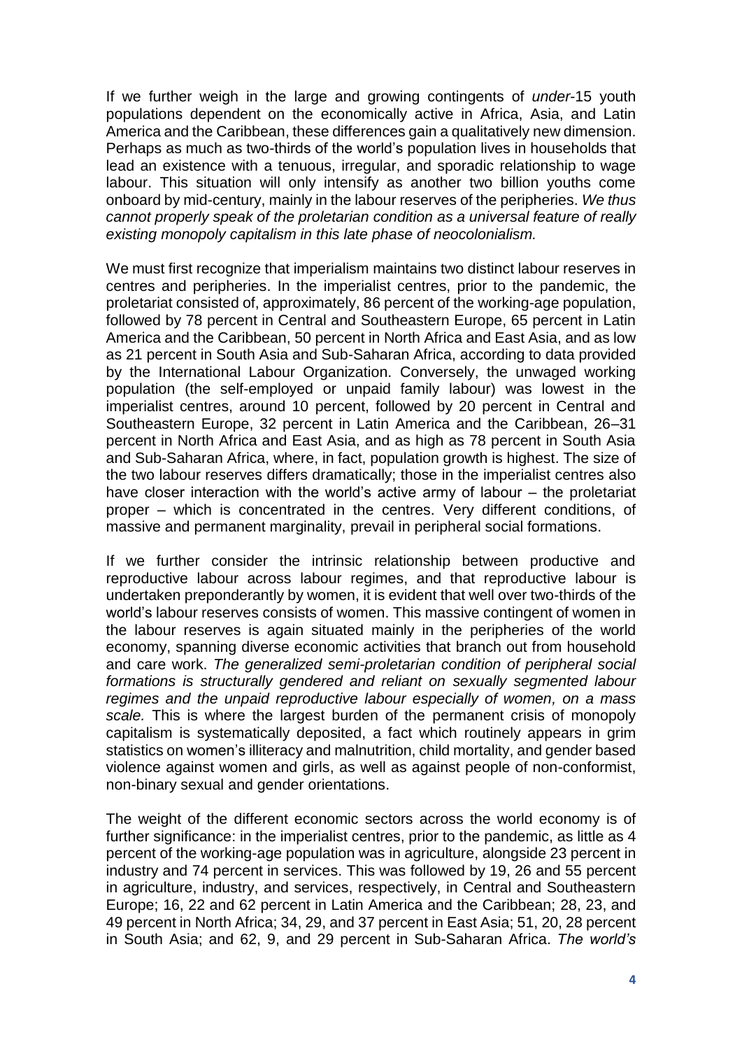If we further weigh in the large and growing contingents of *under*-15 youth populations dependent on the economically active in Africa, Asia, and Latin America and the Caribbean, these differences gain a qualitatively new dimension. Perhaps as much as two-thirds of the world's population lives in households that lead an existence with a tenuous, irregular, and sporadic relationship to wage labour. This situation will only intensify as another two billion youths come onboard by mid-century, mainly in the labour reserves of the peripheries. *We thus cannot properly speak of the proletarian condition as a universal feature of really existing monopoly capitalism in this late phase of neocolonialism.*

We must first recognize that imperialism maintains two distinct labour reserves in centres and peripheries. In the imperialist centres, prior to the pandemic, the proletariat consisted of, approximately, 86 percent of the working-age population, followed by 78 percent in Central and Southeastern Europe, 65 percent in Latin America and the Caribbean, 50 percent in North Africa and East Asia, and as low as 21 percent in South Asia and Sub-Saharan Africa, according to data provided by the International Labour Organization. Conversely, the unwaged working population (the self-employed or unpaid family labour) was lowest in the imperialist centres, around 10 percent, followed by 20 percent in Central and Southeastern Europe, 32 percent in Latin America and the Caribbean, 26–31 percent in North Africa and East Asia, and as high as 78 percent in South Asia and Sub-Saharan Africa, where, in fact, population growth is highest. The size of the two labour reserves differs dramatically; those in the imperialist centres also have closer interaction with the world's active army of labour – the proletariat proper – which is concentrated in the centres. Very different conditions, of massive and permanent marginality, prevail in peripheral social formations.

If we further consider the intrinsic relationship between productive and reproductive labour across labour regimes, and that reproductive labour is undertaken preponderantly by women, it is evident that well over two-thirds of the world's labour reserves consists of women. This massive contingent of women in the labour reserves is again situated mainly in the peripheries of the world economy, spanning diverse economic activities that branch out from household and care work. *The generalized semi-proletarian condition of peripheral social formations is structurally gendered and reliant on sexually segmented labour regimes and the unpaid reproductive labour especially of women, on a mass scale.* This is where the largest burden of the permanent crisis of monopoly capitalism is systematically deposited, a fact which routinely appears in grim statistics on women's illiteracy and malnutrition, child mortality, and gender based violence against women and girls, as well as against people of non-conformist, non-binary sexual and gender orientations.

The weight of the different economic sectors across the world economy is of further significance: in the imperialist centres, prior to the pandemic, as little as 4 percent of the working-age population was in agriculture, alongside 23 percent in industry and 74 percent in services. This was followed by 19, 26 and 55 percent in agriculture, industry, and services, respectively, in Central and Southeastern Europe; 16, 22 and 62 percent in Latin America and the Caribbean; 28, 23, and 49 percent in North Africa; 34, 29, and 37 percent in East Asia; 51, 20, 28 percent in South Asia; and 62, 9, and 29 percent in Sub-Saharan Africa. *The world's*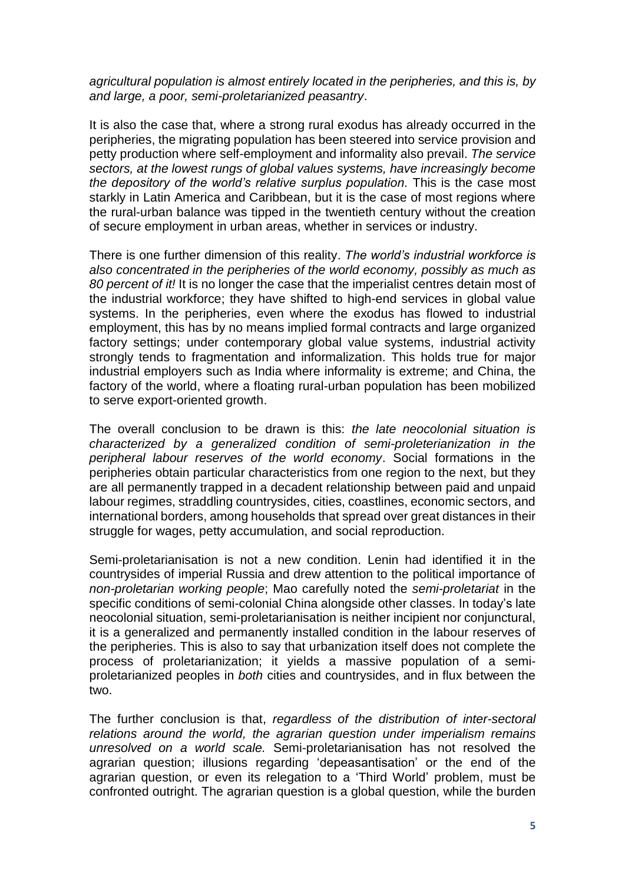*agricultural population is almost entirely located in the peripheries, and this is, by and large, a poor, semi-proletarianized peasantry*.

It is also the case that, where a strong rural exodus has already occurred in the peripheries, the migrating population has been steered into service provision and petty production where self-employment and informality also prevail. *The service sectors, at the lowest rungs of global values systems, have increasingly become the depository of the world's relative surplus population.* This is the case most starkly in Latin America and Caribbean, but it is the case of most regions where the rural-urban balance was tipped in the twentieth century without the creation of secure employment in urban areas, whether in services or industry.

There is one further dimension of this reality. *The world's industrial workforce is also concentrated in the peripheries of the world economy, possibly as much as 80 percent of it!* It is no longer the case that the imperialist centres detain most of the industrial workforce; they have shifted to high-end services in global value systems. In the peripheries, even where the exodus has flowed to industrial employment, this has by no means implied formal contracts and large organized factory settings; under contemporary global value systems, industrial activity strongly tends to fragmentation and informalization. This holds true for major industrial employers such as India where informality is extreme; and China, the factory of the world, where a floating rural-urban population has been mobilized to serve export-oriented growth.

The overall conclusion to be drawn is this: *the late neocolonial situation is characterized by a generalized condition of semi-proleterianization in the peripheral labour reserves of the world economy*. Social formations in the peripheries obtain particular characteristics from one region to the next, but they are all permanently trapped in a decadent relationship between paid and unpaid labour regimes, straddling countrysides, cities, coastlines, economic sectors, and international borders, among households that spread over great distances in their struggle for wages, petty accumulation, and social reproduction.

Semi-proletarianisation is not a new condition. Lenin had identified it in the countrysides of imperial Russia and drew attention to the political importance of *non-proletarian working people*; Mao carefully noted the *semi-proletariat* in the specific conditions of semi-colonial China alongside other classes. In today's late neocolonial situation, semi-proletarianisation is neither incipient nor conjunctural, it is a generalized and permanently installed condition in the labour reserves of the peripheries. This is also to say that urbanization itself does not complete the process of proletarianization; it yields a massive population of a semi-proletarianized peoples in *both* cities and countrysides, and in flux between the two.

The further conclusion is that, *regardless of the distribution of inter-sectoral relations around the world, the agrarian question under imperialism remains unresolved on a world scale.* Semi-proletarianisation has not resolved the agrarian question; illusions regarding 'depeasantisation' or the end of the agrarian question, or even its relegation to a 'Third World' problem, must be confronted outright. The agrarian question is a global question, while the burden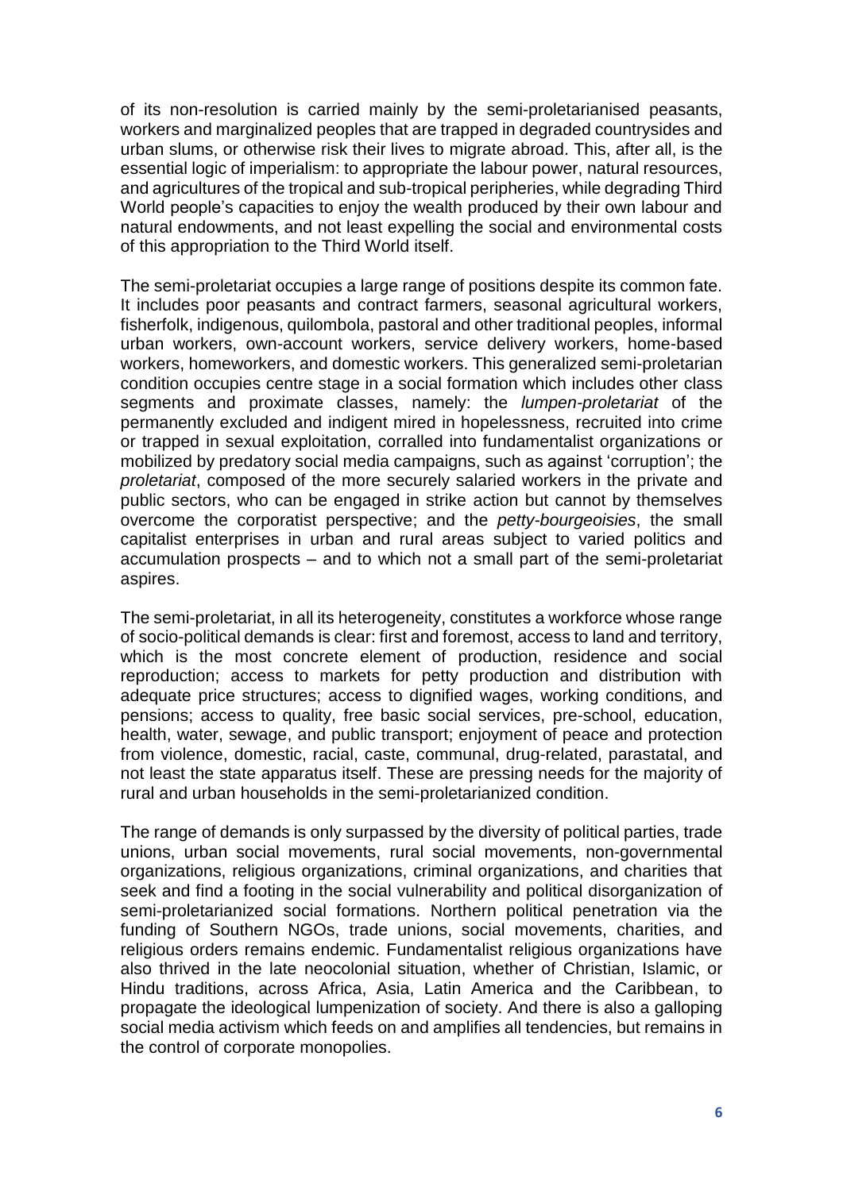of its non-resolution is carried mainly by the semi-proletarianised peasants, workers and marginalized peoples that are trapped in degraded countrysides and urban slums, or otherwise risk their lives to migrate abroad. This, after all, is the essential logic of imperialism: to appropriate the labour power, natural resources, and agricultures of the tropical and sub-tropical peripheries, while degrading Third World people's capacities to enjoy the wealth produced by their own labour and natural endowments, and not least expelling the social and environmental costs of this appropriation to the Third World itself.

The semi-proletariat occupies a large range of positions despite its common fate. It includes poor peasants and contract farmers, seasonal agricultural workers, fisherfolk, indigenous, quilombola, pastoral and other traditional peoples, informal urban workers, own-account workers, service delivery workers, home-based workers, homeworkers, and domestic workers. This generalized semi-proletarian condition occupies centre stage in a social formation which includes other class segments and proximate classes, namely: the *lumpen-proletariat* of the permanently excluded and indigent mired in hopelessness, recruited into crime or trapped in sexual exploitation, corralled into fundamentalist organizations or mobilized by predatory social media campaigns, such as against 'corruption'; the *proletariat*, composed of the more securely salaried workers in the private and public sectors, who can be engaged in strike action but cannot by themselves overcome the corporatist perspective; and the *petty-bourgeoisies*, the small capitalist enterprises in urban and rural areas subject to varied politics and accumulation prospects – and to which not a small part of the semi-proletariat aspires.

The semi-proletariat, in all its heterogeneity, constitutes a workforce whose range of socio-political demands is clear: first and foremost, access to land and territory, which is the most concrete element of production, residence and social reproduction; access to markets for petty production and distribution with adequate price structures; access to dignified wages, working conditions, and pensions; access to quality, free basic social services, pre-school, education, health, water, sewage, and public transport; enjoyment of peace and protection from violence, domestic, racial, caste, communal, drug-related, parastatal, and not least the state apparatus itself. These are pressing needs for the majority of rural and urban households in the semi-proletarianized condition.

The range of demands is only surpassed by the diversity of political parties, trade unions, urban social movements, rural social movements, non-governmental organizations, religious organizations, criminal organizations, and charities that seek and find a footing in the social vulnerability and political disorganization of semi-proletarianized social formations. Northern political penetration via the funding of Southern NGOs, trade unions, social movements, charities, and religious orders remains endemic. Fundamentalist religious organizations have also thrived in the late neocolonial situation, whether of Christian, Islamic, or Hindu traditions, across Africa, Asia, Latin America and the Caribbean, to propagate the ideological lumpenization of society. And there is also a galloping social media activism which feeds on and amplifies all tendencies, but remains in the control of corporate monopolies.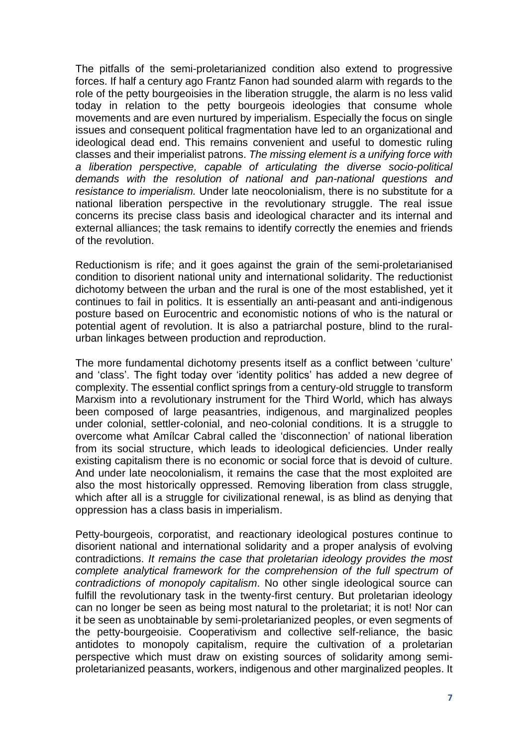The pitfalls of the semi-proletarianized condition also extend to progressive forces. If half a century ago Frantz Fanon had sounded alarm with regards to the role of the petty bourgeoisies in the liberation struggle, the alarm is no less valid today in relation to the petty bourgeois ideologies that consume whole movements and are even nurtured by imperialism. Especially the focus on single issues and consequent political fragmentation have led to an organizational and ideological dead end. This remains convenient and useful to domestic ruling classes and their imperialist patrons. *The missing element is a unifying force with a liberation perspective, capable of articulating the diverse socio-political demands with the resolution of national and pan-national questions and resistance to imperialism.* Under late neocolonialism, there is no substitute for a national liberation perspective in the revolutionary struggle. The real issue concerns its precise class basis and ideological character and its internal and external alliances; the task remains to identify correctly the enemies and friends of the revolution.

Reductionism is rife; and it goes against the grain of the semi-proletarianised condition to disorient national unity and international solidarity. The reductionist dichotomy between the urban and the rural is one of the most established, yet it continues to fail in politics. It is essentially an anti-peasant and anti-indigenous posture based on Eurocentric and economistic notions of who is the natural or potential agent of revolution. It is also a patriarchal posture, blind to the rural-urban linkages between production and reproduction.

The more fundamental dichotomy presents itself as a conflict between 'culture' and 'class'. The fight today over 'identity politics' has added a new degree of complexity. The essential conflict springs from a century-old struggle to transform Marxism into a revolutionary instrument for the Third World, which has always been composed of large peasantries, indigenous, and marginalized peoples under colonial, settler-colonial, and neo-colonial conditions. It is a struggle to overcome what Amílcar Cabral called the 'disconnection' of national liberation from its social structure, which leads to ideological deficiencies. Under really existing capitalism there is no economic or social force that is devoid of culture. And under late neocolonialism, it remains the case that the most exploited are also the most historically oppressed. Removing liberation from class struggle, which after all is a struggle for civilizational renewal, is as blind as denying that oppression has a class basis in imperialism.

Petty-bourgeois, corporatist, and reactionary ideological postures continue to disorient national and international solidarity and a proper analysis of evolving contradictions. *It remains the case that proletarian ideology provides the most complete analytical framework for the comprehension of the full spectrum of contradictions of monopoly capitalism*. No other single ideological source can fulfill the revolutionary task in the twenty-first century. But proletarian ideology can no longer be seen as being most natural to the proletariat; it is not! Nor can it be seen as unobtainable by semi-proletarianized peoples, or even segments of the petty-bourgeoisie. Cooperativism and collective self-reliance, the basic antidotes to monopoly capitalism, require the cultivation of a proletarian perspective which must draw on existing sources of solidarity among semi-proletarianized peasants, workers, indigenous and other marginalized peoples. It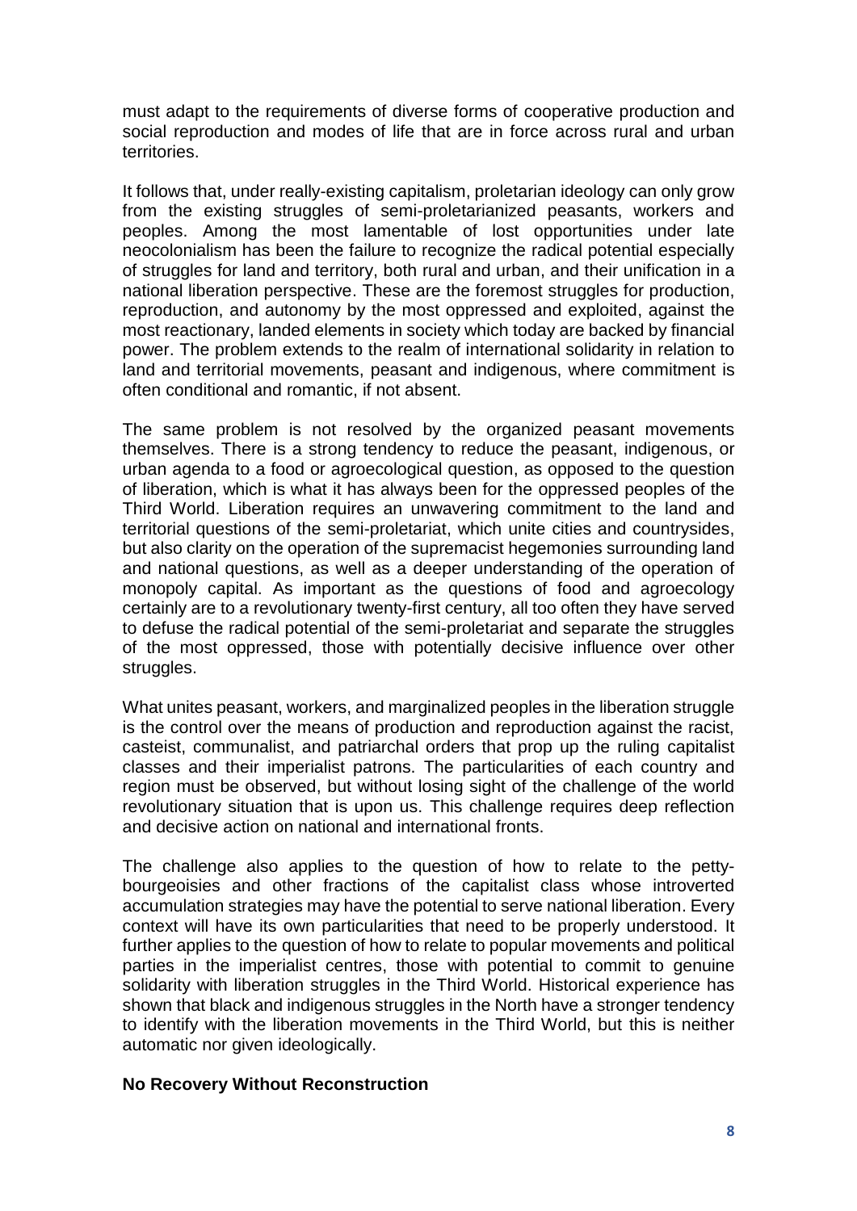must adapt to the requirements of diverse forms of cooperative production and social reproduction and modes of life that are in force across rural and urban territories.

It follows that, under really-existing capitalism, proletarian ideology can only grow from the existing struggles of semi-proletarianized peasants, workers and peoples. Among the most lamentable of lost opportunities under late neocolonialism has been the failure to recognize the radical potential especially of struggles for land and territory, both rural and urban, and their unification in a national liberation perspective. These are the foremost struggles for production, reproduction, and autonomy by the most oppressed and exploited, against the most reactionary, landed elements in society which today are backed by financial power. The problem extends to the realm of international solidarity in relation to land and territorial movements, peasant and indigenous, where commitment is often conditional and romantic, if not absent.

The same problem is not resolved by the organized peasant movements themselves. There is a strong tendency to reduce the peasant, indigenous, or urban agenda to a food or agroecological question, as opposed to the question of liberation, which is what it has always been for the oppressed peoples of the Third World. Liberation requires an unwavering commitment to the land and territorial questions of the semi-proletariat, which unite cities and countrysides, but also clarity on the operation of the supremacist hegemonies surrounding land and national questions, as well as a deeper understanding of the operation of monopoly capital. As important as the questions of food and agroecology certainly are to a revolutionary twenty-first century, all too often they have served to defuse the radical potential of the semi-proletariat and separate the struggles of the most oppressed, those with potentially decisive influence over other struggles.

What unites peasant, workers, and marginalized peoples in the liberation struggle is the control over the means of production and reproduction against the racist, casteist, communalist, and patriarchal orders that prop up the ruling capitalist classes and their imperialist patrons. The particularities of each country and region must be observed, but without losing sight of the challenge of the world revolutionary situation that is upon us. This challenge requires deep reflection and decisive action on national and international fronts.

The challenge also applies to the question of how to relate to the petty-bourgeoisies and other fractions of the capitalist class whose introverted accumulation strategies may have the potential to serve national liberation. Every context will have its own particularities that need to be properly understood. It further applies to the question of how to relate to popular movements and political parties in the imperialist centres, those with potential to commit to genuine solidarity with liberation struggles in the Third World. Historical experience has shown that black and indigenous struggles in the North have a stronger tendency to identify with the liberation movements in the Third World, but this is neither automatic nor given ideologically.

## No Recovery Without Reconstruction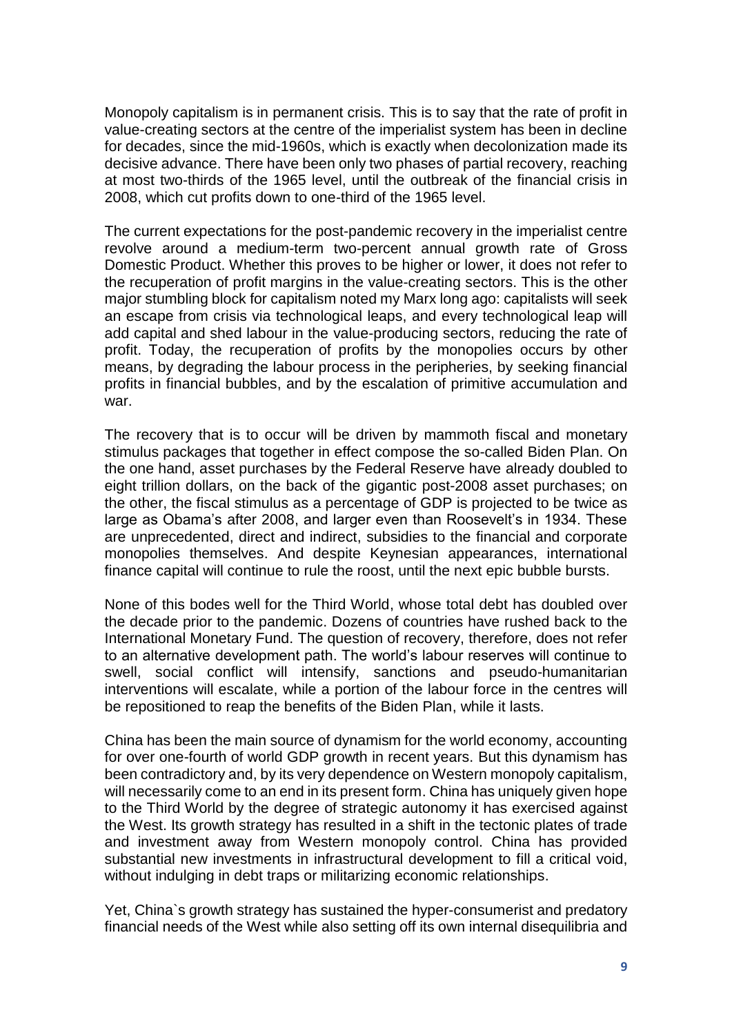Monopoly capitalism is in permanent crisis. This is to say that the rate of profit in value-creating sectors at the centre of the imperialist system has been in decline for decades, since the mid-1960s, which is exactly when decolonization made its decisive advance. There have been only two phases of partial recovery, reaching at most two-thirds of the 1965 level, until the outbreak of the financial crisis in 2008, which cut profits down to one-third of the 1965 level.

The current expectations for the post-pandemic recovery in the imperialist centre revolve around a medium-term two-percent annual growth rate of Gross Domestic Product. Whether this proves to be higher or lower, it does not refer to the recuperation of profit margins in the value-creating sectors. This is the other major stumbling block for capitalism noted my Marx long ago: capitalists will seek an escape from crisis via technological leaps, and every technological leap will add capital and shed labour in the value-producing sectors, reducing the rate of profit. Today, the recuperation of profits by the monopolies occurs by other means, by degrading the labour process in the peripheries, by seeking financial profits in financial bubbles, and by the escalation of primitive accumulation and war.

The recovery that is to occur will be driven by mammoth fiscal and monetary stimulus packages that together in effect compose the so-called Biden Plan. On the one hand, asset purchases by the Federal Reserve have already doubled to eight trillion dollars, on the back of the gigantic post-2008 asset purchases; on the other, the fiscal stimulus as a percentage of GDP is projected to be twice as large as Obama's after 2008, and larger even than Roosevelt's in 1934. These are unprecedented, direct and indirect, subsidies to the financial and corporate monopolies themselves. And despite Keynesian appearances, international finance capital will continue to rule the roost, until the next epic bubble bursts.

None of this bodes well for the Third World, whose total debt has doubled over the decade prior to the pandemic. Dozens of countries have rushed back to the International Monetary Fund. The question of recovery, therefore, does not refer to an alternative development path. The world's labour reserves will continue to swell, social conflict will intensify, sanctions and pseudo-humanitarian interventions will escalate, while a portion of the labour force in the centres will be repositioned to reap the benefits of the Biden Plan, while it lasts.

China has been the main source of dynamism for the world economy, accounting for over one-fourth of world GDP growth in recent years. But this dynamism has been contradictory and, by its very dependence on Western monopoly capitalism, will necessarily come to an end in its present form. China has uniquely given hope to the Third World by the degree of strategic autonomy it has exercised against the West. Its growth strategy has resulted in a shift in the tectonic plates of trade and investment away from Western monopoly control. China has provided substantial new investments in infrastructural development to fill a critical void, without indulging in debt traps or militarizing economic relationships.

Yet, China`s growth strategy has sustained the hyper-consumerist and predatory financial needs of the West while also setting off its own internal disequilibria and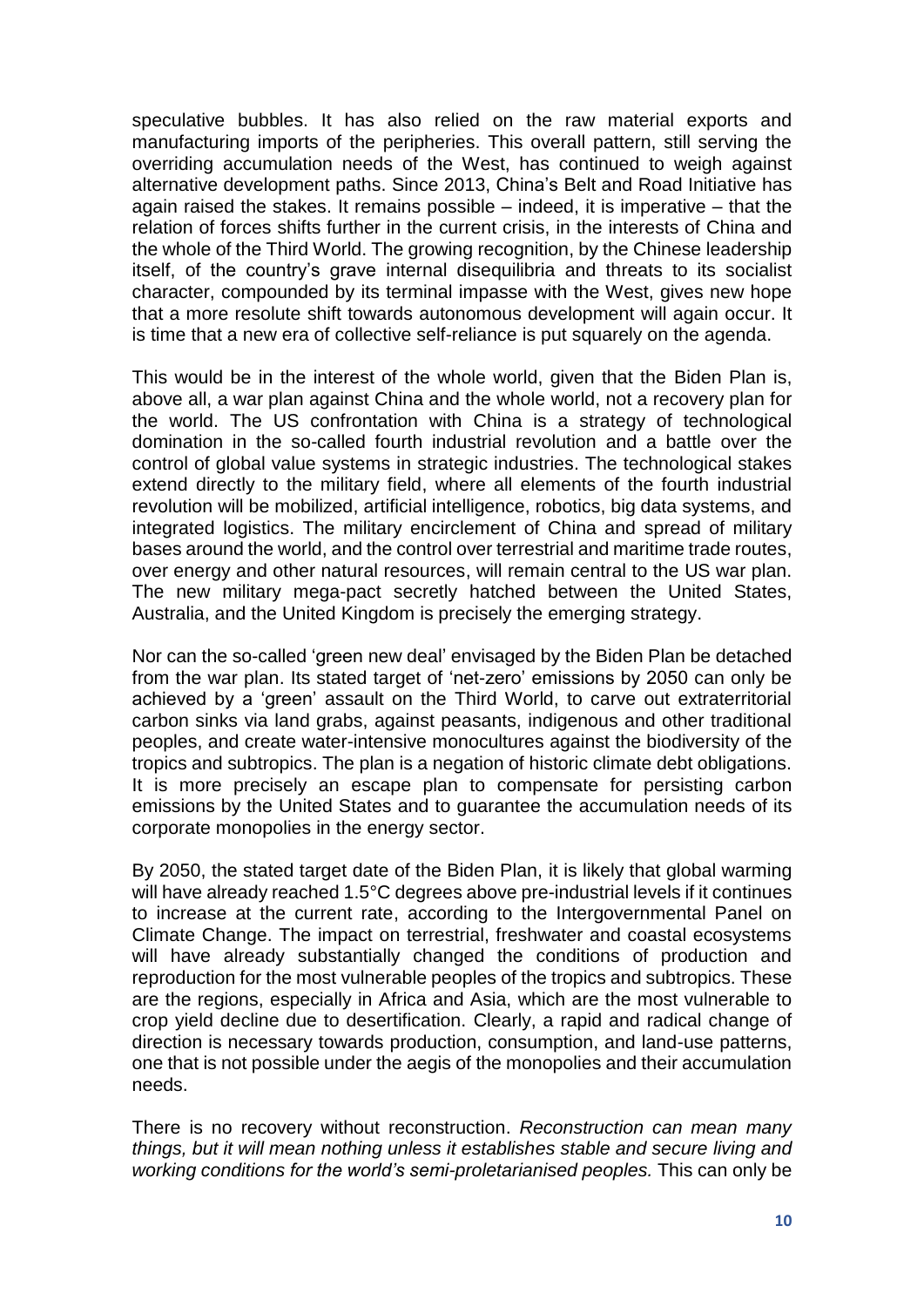speculative bubbles. It has also relied on the raw material exports and manufacturing imports of the peripheries. This overall pattern, still serving the overriding accumulation needs of the West, has continued to weigh against alternative development paths. Since 2013, China's Belt and Road Initiative has again raised the stakes. It remains possible – indeed, it is imperative – that the relation of forces shifts further in the current crisis, in the interests of China and the whole of the Third World. The growing recognition, by the Chinese leadership itself, of the country's grave internal disequilibria and threats to its socialist character, compounded by its terminal impasse with the West, gives new hope that a more resolute shift towards autonomous development will again occur. It is time that a new era of collective self-reliance is put squarely on the agenda.

This would be in the interest of the whole world, given that the Biden Plan is, above all, a war plan against China and the whole world, not a recovery plan for the world. The US confrontation with China is a strategy of technological domination in the so-called fourth industrial revolution and a battle over the control of global value systems in strategic industries. The technological stakes extend directly to the military field, where all elements of the fourth industrial revolution will be mobilized, artificial intelligence, robotics, big data systems, and integrated logistics. The military encirclement of China and spread of military bases around the world, and the control over terrestrial and maritime trade routes, over energy and other natural resources, will remain central to the US war plan. The new military mega-pact secretly hatched between the United States, Australia, and the United Kingdom is precisely the emerging strategy.

Nor can the so-called 'green new deal' envisaged by the Biden Plan be detached from the war plan. Its stated target of 'net-zero' emissions by 2050 can only be achieved by a 'green' assault on the Third World, to carve out extraterritorial carbon sinks via land grabs, against peasants, indigenous and other traditional peoples, and create water-intensive monocultures against the biodiversity of the tropics and subtropics. The plan is a negation of historic climate debt obligations. It is more precisely an escape plan to compensate for persisting carbon emissions by the United States and to guarantee the accumulation needs of its corporate monopolies in the energy sector.

By 2050, the stated target date of the Biden Plan, it is likely that global warming will have already reached 1.5°C degrees above pre-industrial levels if it continues to increase at the current rate, according to the Intergovernmental Panel on Climate Change. The impact on terrestrial, freshwater and coastal ecosystems will have already substantially changed the conditions of production and reproduction for the most vulnerable peoples of the tropics and subtropics. These are the regions, especially in Africa and Asia, which are the most vulnerable to crop yield decline due to desertification. Clearly, a rapid and radical change of direction is necessary towards production, consumption, and land-use patterns, one that is not possible under the aegis of the monopolies and their accumulation needs.

There is no recovery without reconstruction. *Reconstruction can mean many things, but it will mean nothing unless it establishes stable and secure living and working conditions for the world's semi-proletarianised peoples.* This can only be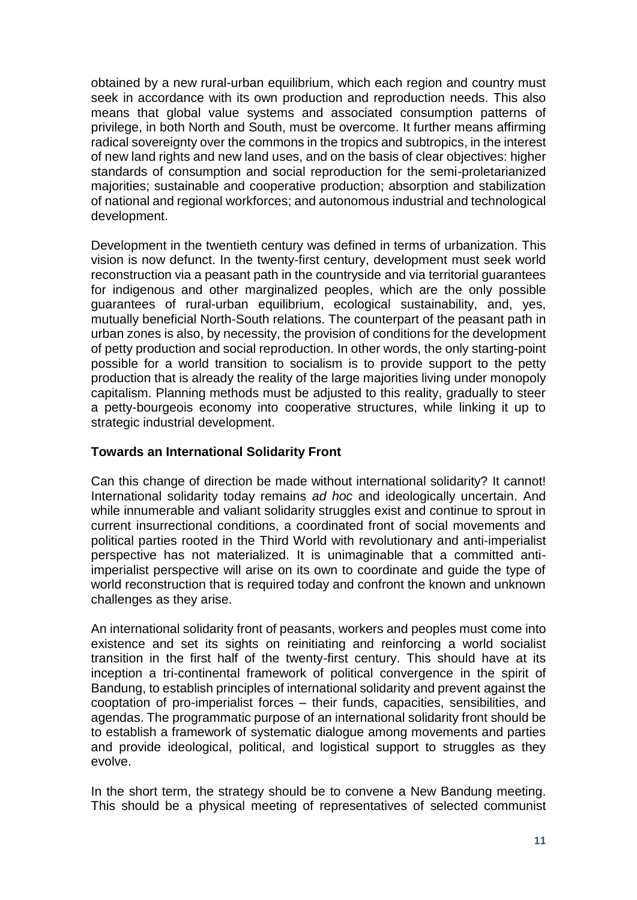obtained by a new rural-urban equilibrium, which each region and country must seek in accordance with its own production and reproduction needs. This also means that global value systems and associated consumption patterns of privilege, in both North and South, must be overcome. It further means affirming radical sovereignty over the commons in the tropics and subtropics, in the interest of new land rights and new land uses, and on the basis of clear objectives: higher standards of consumption and social reproduction for the semi-proletarianized majorities; sustainable and cooperative production; absorption and stabilization of national and regional workforces; and autonomous industrial and technological development.

Development in the twentieth century was defined in terms of urbanization. This vision is now defunct. In the twenty-first century, development must seek world reconstruction via a peasant path in the countryside and via territorial guarantees for indigenous and other marginalized peoples, which are the only possible guarantees of rural-urban equilibrium, ecological sustainability, and, yes, mutually beneficial North-South relations. The counterpart of the peasant path in urban zones is also, by necessity, the provision of conditions for the development of petty production and social reproduction. In other words, the only starting-point possible for a world transition to socialism is to provide support to the petty production that is already the reality of the large majorities living under monopoly capitalism. Planning methods must be adjusted to this reality, gradually to steer a petty-bourgeois economy into cooperative structures, while linking it up to strategic industrial development.

**Towards an International Solidarity Front**

Can this change of direction be made without international solidarity? It cannot! International solidarity today remains *ad hoc* and ideologically uncertain. And while innumerable and valiant solidarity struggles exist and continue to sprout in current insurrectional conditions, a coordinated front of social movements and political parties rooted in the Third World with revolutionary and anti-imperialist perspective has not materialized. It is unimaginable that a committed anti-imperialist perspective will arise on its own to coordinate and guide the type of world reconstruction that is required today and confront the known and unknown challenges as they arise.

An international solidarity front of peasants, workers and peoples must come into existence and set its sights on reinitiating and reinforcing a world socialist transition in the first half of the twenty-first century. This should have at its inception a tri-continental framework of political convergence in the spirit of Bandung, to establish principles of international solidarity and prevent against the cooptation of pro-imperialist forces – their funds, capacities, sensibilities, and agendas. The programmatic purpose of an international solidarity front should be to establish a framework of systematic dialogue among movements and parties and provide ideological, political, and logistical support to struggles as they evolve.

In the short term, the strategy should be to convene a New Bandung meeting. This should be a physical meeting of representatives of selected communist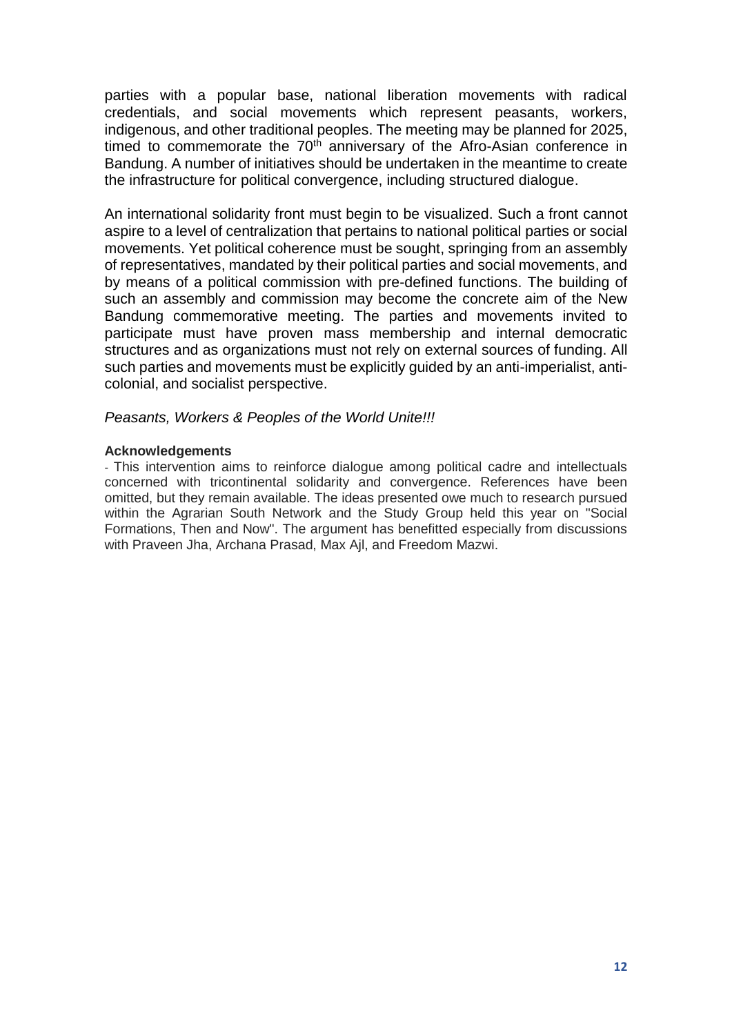parties with a popular base, national liberation movements with radical credentials, and social movements which represent peasants, workers, indigenous, and other traditional peoples. The meeting may be planned for 2025, timed to commemorate the 70th anniversary of the Afro-Asian conference in Bandung. A number of initiatives should be undertaken in the meantime to create the infrastructure for political convergence, including structured dialogue.

An international solidarity front must begin to be visualized. Such a front cannot aspire to a level of centralization that pertains to national political parties or social movements. Yet political coherence must be sought, springing from an assembly of representatives, mandated by their political parties and social movements, and by means of a political commission with pre-defined functions. The building of such an assembly and commission may become the concrete aim of the New Bandung commemorative meeting. The parties and movements invited to participate must have proven mass membership and internal democratic structures and as organizations must not rely on external sources of funding. All such parties and movements must be explicitly guided by an anti-imperialist, anti-colonial, and socialist perspective.

*Peasants, Workers & Peoples of the World Unite!!!*

**Acknowledgements**

- This intervention aims to reinforce dialogue among political cadre and intellectuals concerned with tricontinental solidarity and convergence. References have been omitted, but they remain available. The ideas presented owe much to research pursued within the Agrarian South Network and the Study Group held this year on "Social Formations, Then and Now". The argument has benefitted especially from discussions with Praveen Jha, Archana Prasad, Max Ajl, and Freedom Mazwi.